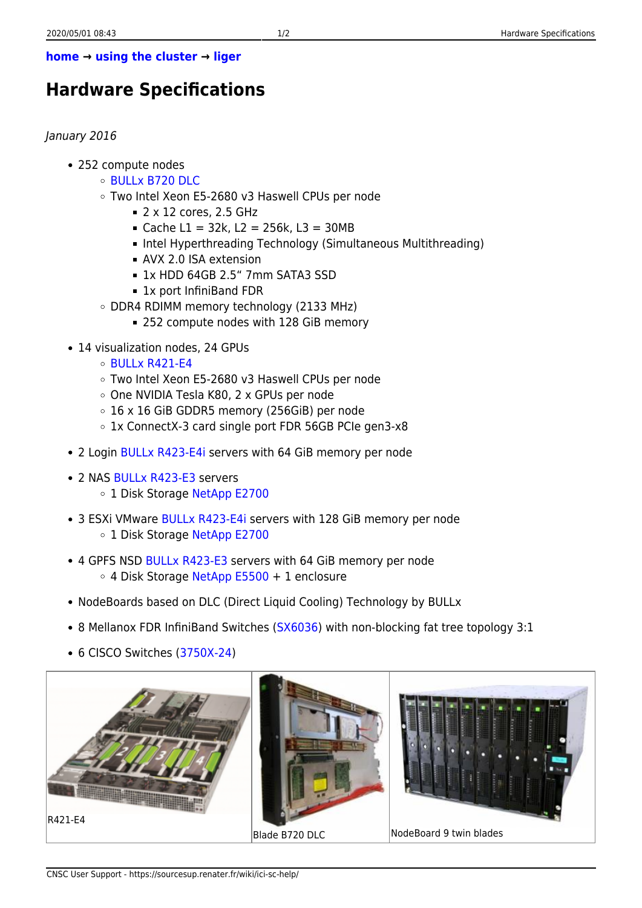**home → using the cluster → liger**

# Hardware Specifications

*January 2016*

- 252 compute nodes
  - BULLx B720 DLC
  - Two Intel Xeon E5-2680 v3 Haswell CPUs per node
    - 2 x 12 cores, 2.5 GHz
    - Cache L1 = 32k, L2 = 256k, L3 = 30MB
    - Intel Hyperthreading Technology (Simultaneous Multithreading)
    - AVX 2.0 ISA extension
    - 1x HDD 64GB 2.5" 7mm SATA3 SSD
    - 1x port InfiniBand FDR
  - DDR4 RDIMM memory technology (2133 MHz)
    - 252 compute nodes with 128 GiB memory
- 14 visualization nodes, 24 GPUs
  - BULLx R421-E4
  - Two Intel Xeon E5-2680 v3 Haswell CPUs per node
  - One NVIDIA Tesla K80, 2 x GPUs per node
  - 16 x 16 GiB GDDR5 memory (256GiB) per node
  - 1x ConnectX-3 card single port FDR 56GB PCIe gen3-x8
- 2 Login BULLx R423-E4i servers with 64 GiB memory per node
- 2 NAS BULLx R423-E3 servers
  - 1 Disk Storage NetApp E2700
- 3 ESXi VMware BULLx R423-E4i servers with 128 GiB memory per node
  - 1 Disk Storage NetApp E2700
- 4 GPFS NSD BULLx R423-E3 servers with 64 GiB memory per node
  - 4 Disk Storage NetApp E5500 + 1 enclosure
- NodeBoards based on DLC (Direct Liquid Cooling) Technology by BULLx
- 8 Mellanox FDR InfiniBand Switches (SX6036) with non-blocking fat tree topology 3:1
- 6 CISCO Switches (3750X-24)

R421-E4

Blade B720 DLC

NodeBoard 9 twin blades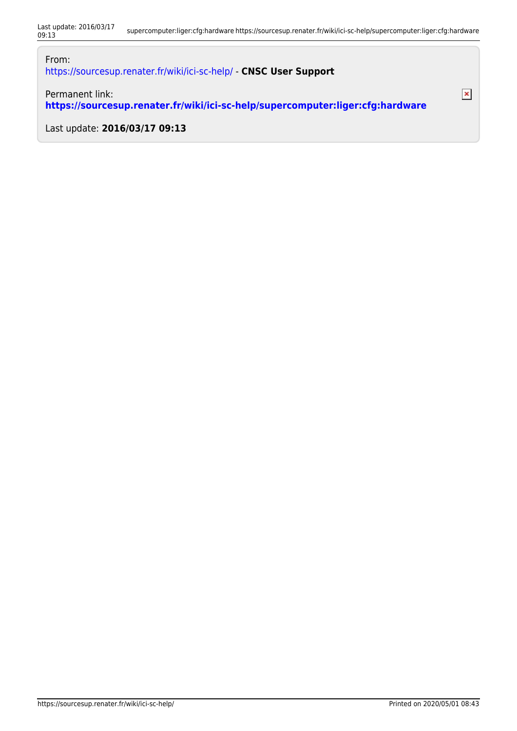From:
https://sourcesup.renater.fr/wiki/ici-sc-help/ - **CNSC User Support**

Permanent link:
**https://sourcesup.renater.fr/wiki/ici-sc-help/supercomputer:liger:cfg:hardware**

Last update: **2016/03/17 09:13**